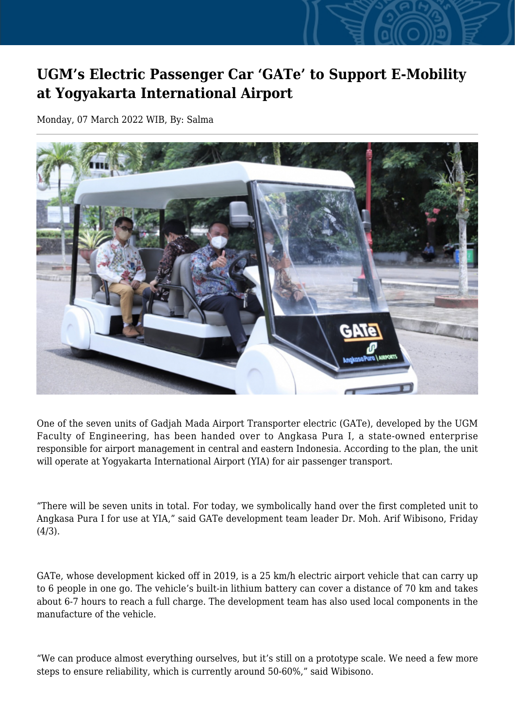# UGM's Electric Passenger Car 'GATe' to Support E-Mobility at Yogyakarta International Airport

Monday, 07 March 2022 WIB, By: Salma

One of the seven units of Gadjah Mada Airport Transporter electric (GATe), developed by the UGM Faculty of Engineering, has been handed over to Angkasa Pura I, a state-owned enterprise responsible for airport management in central and eastern Indonesia. According to the plan, the unit will operate at Yogyakarta International Airport (YIA) for air passenger transport.

"There will be seven units in total. For today, we symbolically hand over the first completed unit to Angkasa Pura I for use at YIA," said GATe development team leader Dr. Moh. Arif Wibisono, Friday (4/3).

GATe, whose development kicked off in 2019, is a 25 km/h electric airport vehicle that can carry up to 6 people in one go. The vehicle's built-in lithium battery can cover a distance of 70 km and takes about 6-7 hours to reach a full charge. The development team has also used local components in the manufacture of the vehicle.

"We can produce almost everything ourselves, but it's still on a prototype scale. We need a few more steps to ensure reliability, which is currently around 50-60%," said Wibisono.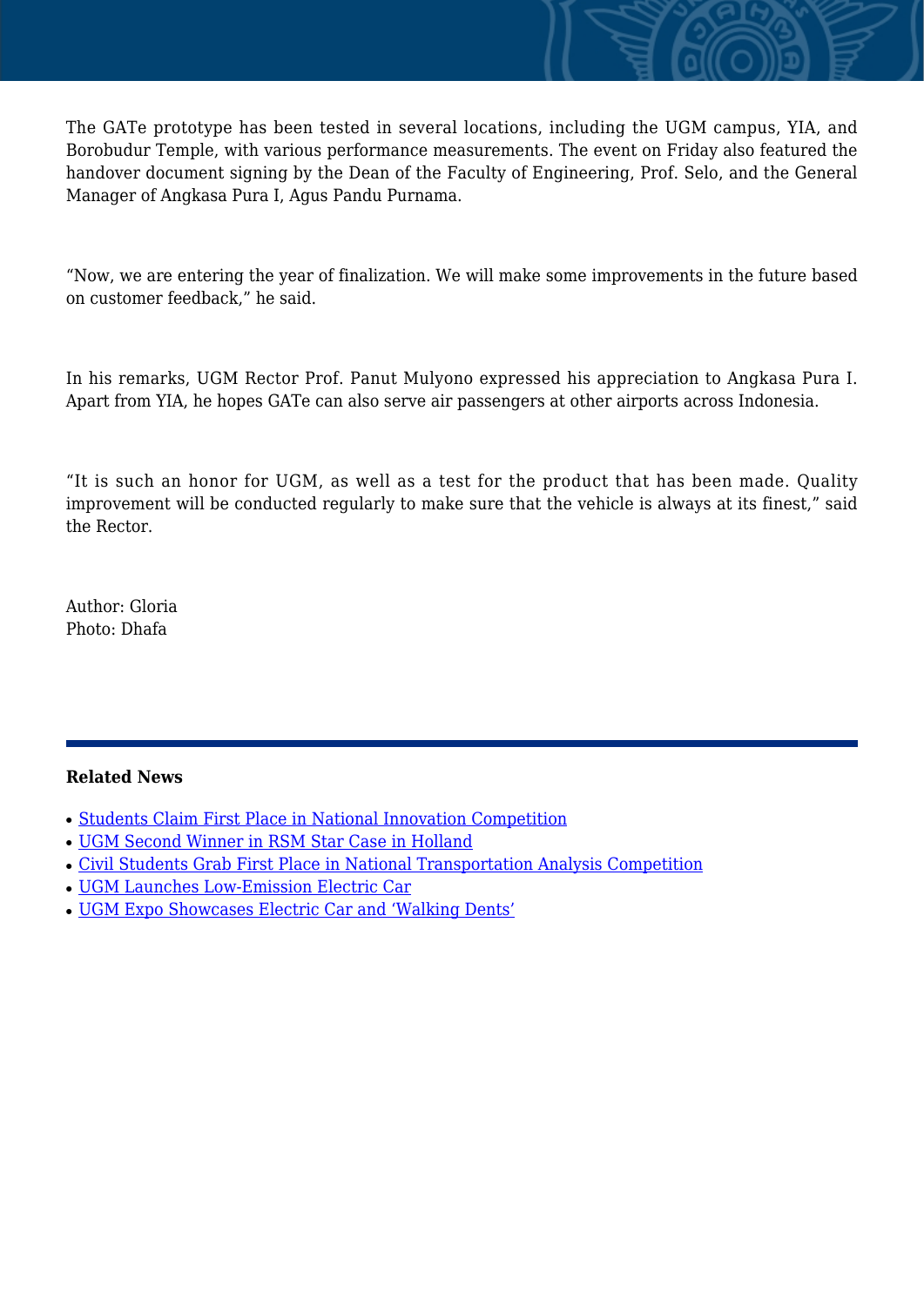The GATe prototype has been tested in several locations, including the UGM campus, YIA, and Borobudur Temple, with various performance measurements. The event on Friday also featured the handover document signing by the Dean of the Faculty of Engineering, Prof. Selo, and the General Manager of Angkasa Pura I, Agus Pandu Purnama.

"Now, we are entering the year of finalization. We will make some improvements in the future based on customer feedback," he said.

In his remarks, UGM Rector Prof. Panut Mulyono expressed his appreciation to Angkasa Pura I. Apart from YIA, he hopes GATe can also serve air passengers at other airports across Indonesia.

"It is such an honor for UGM, as well as a test for the product that has been made. Quality improvement will be conducted regularly to make sure that the vehicle is always at its finest," said the Rector.

Author: Gloria
Photo: Dhafa

---

**Related News**

- Students Claim First Place in National Innovation Competition
- UGM Second Winner in RSM Star Case in Holland
- Civil Students Grab First Place in National Transportation Analysis Competition
- UGM Launches Low-Emission Electric Car
- UGM Expo Showcases Electric Car and 'Walking Dents'